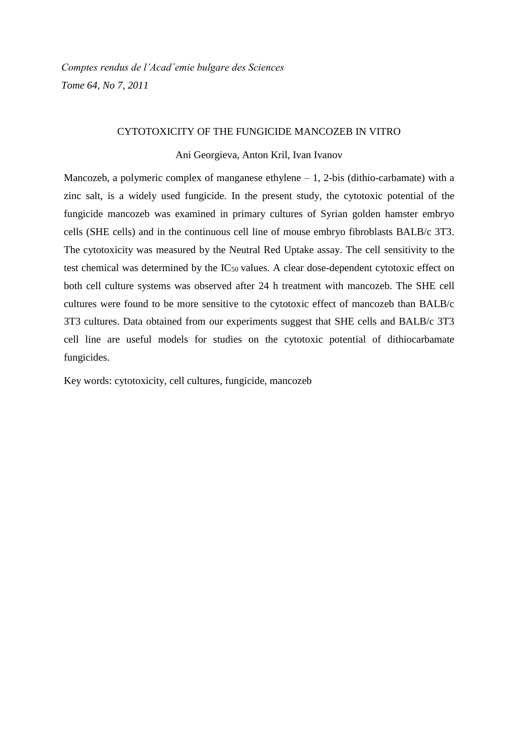*Comptes rendus de l'Acad´emie bulgare des Sciences*

*Tome 64, No 7, 2011*

# CYTOTOXICITY OF THE FUNGICIDE MANCOZEB IN VITRO

Ani Georgieva, Anton Kril, Ivan Ivanov

Mancozeb, a polymeric complex of manganese ethylene – 1, 2-bis (dithio-carbamate) with a zinc salt, is a widely used fungicide. In the present study, the cytotoxic potential of the fungicide mancozeb was examined in primary cultures of Syrian golden hamster embryo cells (SHE cells) and in the continuous cell line of mouse embryo fibroblasts BALB/c 3T3. The cytotoxicity was measured by the Neutral Red Uptake assay. The cell sensitivity to the test chemical was determined by the $IC_{50}$ values. A clear dose-dependent cytotoxic effect on both cell culture systems was observed after 24 h treatment with mancozeb. The SHE cell cultures were found to be more sensitive to the cytotoxic effect of mancozeb than BALB/c 3T3 cultures. Data obtained from our experiments suggest that SHE cells and BALB/c 3T3 cell line are useful models for studies on the cytotoxic potential of dithiocarbamate fungicides.

Key words: cytotoxicity, cell cultures, fungicide, mancozeb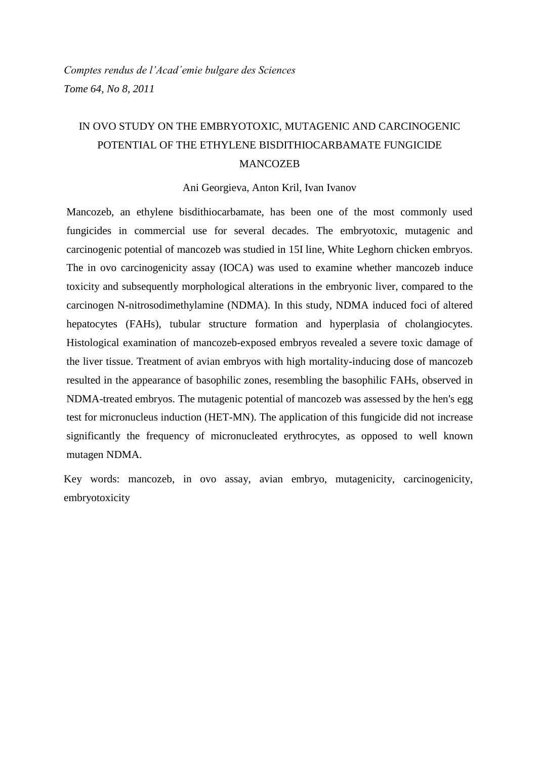*Comptes rendus de l'Acad´emie bulgare des Sciences*

*Tome 64, No 8, 2011*

# IN OVO STUDY ON THE EMBRYOTOXIC, MUTAGENIC AND CARCINOGENIC POTENTIAL OF THE ETHYLENE BISDITHIOCARBAMATE FUNGICIDE MANCOZEB

Ani Georgieva, Anton Kril, Ivan Ivanov

Mancozeb, an ethylene bisdithiocarbamate, has been one of the most commonly used fungicides in commercial use for several decades. The embryotoxic, mutagenic and carcinogenic potential of mancozeb was studied in 15I line, White Leghorn chicken embryos. The in ovo carcinogenicity assay (IOCA) was used to examine whether mancozeb induce toxicity and subsequently morphological alterations in the embryonic liver, compared to the carcinogen N-nitrosodimethylamine (NDMA). In this study, NDMA induced foci of altered hepatocytes (FAHs), tubular structure formation and hyperplasia of cholangiocytes. Histological examination of mancozeb-exposed embryos revealed a severe toxic damage of the liver tissue. Treatment of avian embryos with high mortality-inducing dose of mancozeb resulted in the appearance of basophilic zones, resembling the basophilic FAHs, observed in NDMA-treated embryos. The mutagenic potential of mancozeb was assessed by the hen's egg test for micronucleus induction (HET-MN). The application of this fungicide did not increase significantly the frequency of micronucleated erythrocytes, as opposed to well known mutagen NDMA.

Key words: mancozeb, in ovo assay, avian embryo, mutagenicity, carcinogenicity, embryotoxicity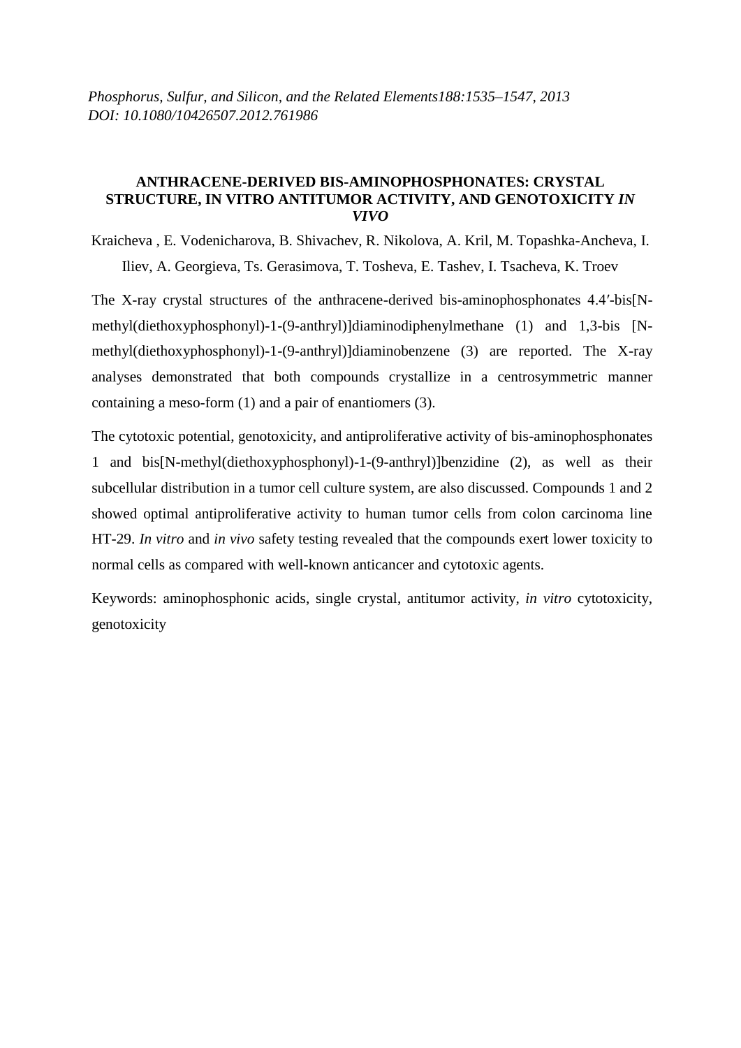*Phosphorus, Sulfur, and Silicon, and the Related Elements188:1535–1547, 2013*
*DOI: 10.1080/10426507.2012.761986*

## ANTHRACENE-DERIVED BIS-AMINOPHOSPHONATES: CRYSTAL STRUCTURE, IN VITRO ANTITUMOR ACTIVITY, AND GENOTOXICITY *IN VIVO*

Kraicheva , E. Vodenicharova, B. Shivachev, R. Nikolova, A. Kril, M. Topashka-Ancheva, I. Iliev, A. Georgieva, Ts. Gerasimova, T. Tosheva, E. Tashev, I. Tsacheva, K. Troev

The X-ray crystal structures of the anthracene-derived bis-aminophosphonates 4.4′-bis[N-methyl(diethoxyphosphonyl)-1-(9-anthryl)]diaminodiphenylmethane (1) and 1,3-bis [N-methyl(diethoxyphosphonyl)-1-(9-anthryl)]diaminobenzene (3) are reported. The X-ray analyses demonstrated that both compounds crystallize in a centrosymmetric manner containing a meso-form (1) and a pair of enantiomers (3).

The cytotoxic potential, genotoxicity, and antiproliferative activity of bis-aminophosphonates 1 and bis[N-methyl(diethoxyphosphonyl)-1-(9-anthryl)]benzidine (2), as well as their subcellular distribution in a tumor cell culture system, are also discussed. Compounds 1 and 2 showed optimal antiproliferative activity to human tumor cells from colon carcinoma line HT-29. *In vitro* and *in vivo* safety testing revealed that the compounds exert lower toxicity to normal cells as compared with well-known anticancer and cytotoxic agents.

Keywords: aminophosphonic acids, single crystal, antitumor activity, *in vitro* cytotoxicity, genotoxicity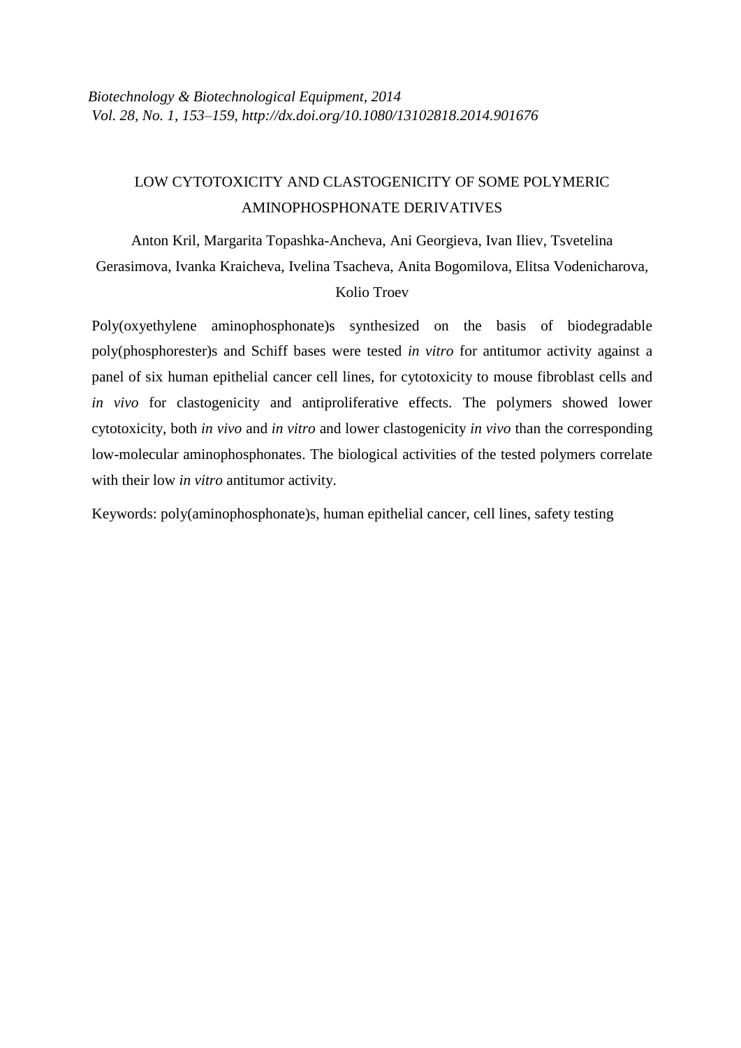*Biotechnology & Biotechnological Equipment, 2014*
*Vol. 28, No. 1, 153–159, http://dx.doi.org/10.1080/13102818.2014.901676*

# LOW CYTOTOXICITY AND CLASTOGENICITY OF SOME POLYMERIC AMINOPHOSPHONATE DERIVATIVES

Anton Kril, Margarita Topashka-Ancheva, Ani Georgieva, Ivan Iliev, Tsvetelina Gerasimova, Ivanka Kraicheva, Ivelina Tsacheva, Anita Bogomilova, Elitsa Vodenicharova, Kolio Troev

Poly(oxyethylene aminophosphonate)s synthesized on the basis of biodegradable poly(phosphorester)s and Schiff bases were tested *in vitro* for antitumor activity against a panel of six human epithelial cancer cell lines, for cytotoxicity to mouse fibroblast cells and *in vivo* for clastogenicity and antiproliferative effects. The polymers showed lower cytotoxicity, both *in vivo* and *in vitro* and lower clastogenicity *in vivo* than the corresponding low-molecular aminophosphonates. The biological activities of the tested polymers correlate with their low *in vitro* antitumor activity.

Keywords: poly(aminophosphonate)s, human epithelial cancer, cell lines, safety testing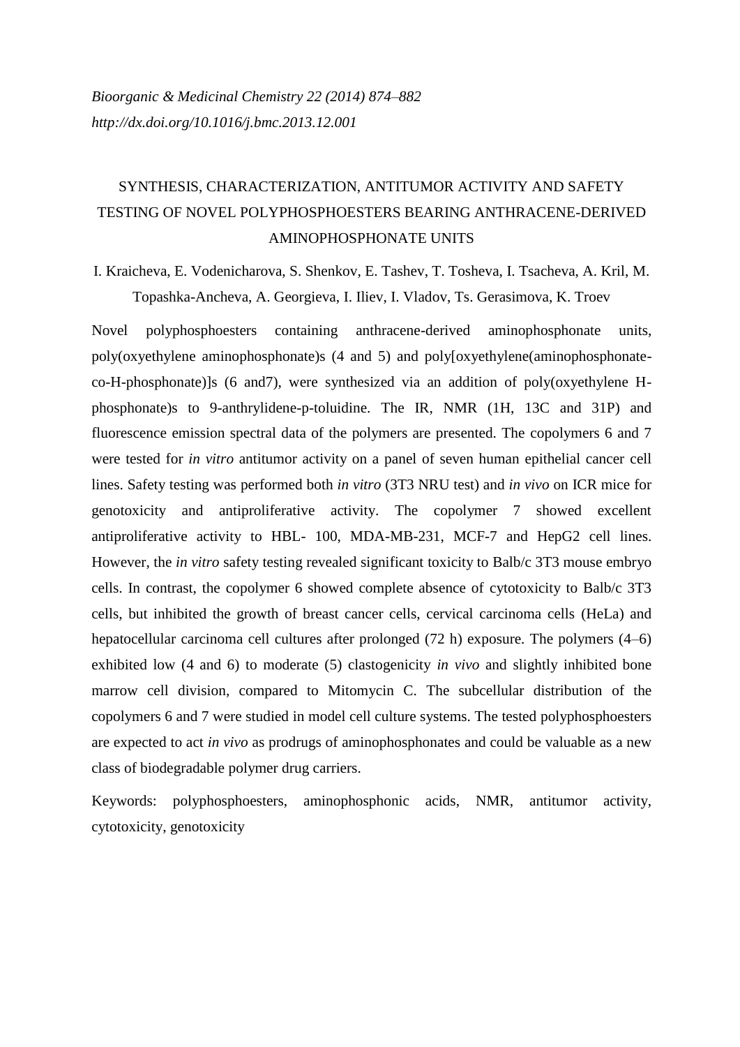*Bioorganic & Medicinal Chemistry 22 (2014) 874–882*

*http://dx.doi.org/10.1016/j.bmc.2013.12.001*

# SYNTHESIS, CHARACTERIZATION, ANTITUMOR ACTIVITY AND SAFETY TESTING OF NOVEL POLYPHOSPHOESTERS BEARING ANTHRACENE-DERIVED AMINOPHOSPHONATE UNITS

I. Kraicheva, E. Vodenicharova, S. Shenkov, E. Tashev, T. Tosheva, I. Tsacheva, A. Kril, M. Topashka-Ancheva, A. Georgieva, I. Iliev, I. Vladov, Ts. Gerasimova, K. Troev

Novel polyphosphoesters containing anthracene-derived aminophosphonate units, poly(oxyethylene aminophosphonate)s (4 and 5) and poly[oxyethylene(aminophosphonate-co-H-phosphonate)]s (6 and7), were synthesized via an addition of poly(oxyethylene H-phosphonate)s to 9-anthrylidene-p-toluidine. The IR, NMR (1H, 13C and 31P) and fluorescence emission spectral data of the polymers are presented. The copolymers 6 and 7 were tested for *in vitro* antitumor activity on a panel of seven human epithelial cancer cell lines. Safety testing was performed both *in vitro* (3T3 NRU test) and *in vivo* on ICR mice for genotoxicity and antiproliferative activity. The copolymer 7 showed excellent antiproliferative activity to HBL- 100, MDA-MB-231, MCF-7 and HepG2 cell lines. However, the *in vitro* safety testing revealed significant toxicity to Balb/c 3T3 mouse embryo cells. In contrast, the copolymer 6 showed complete absence of cytotoxicity to Balb/c 3T3 cells, but inhibited the growth of breast cancer cells, cervical carcinoma cells (HeLa) and hepatocellular carcinoma cell cultures after prolonged (72 h) exposure. The polymers (4–6) exhibited low (4 and 6) to moderate (5) clastogenicity *in vivo* and slightly inhibited bone marrow cell division, compared to Mitomycin C. The subcellular distribution of the copolymers 6 and 7 were studied in model cell culture systems. The tested polyphosphoesters are expected to act *in vivo* as prodrugs of aminophosphonates and could be valuable as a new class of biodegradable polymer drug carriers.

Keywords: polyphosphoesters, aminophosphonic acids, NMR, antitumor activity, cytotoxicity, genotoxicity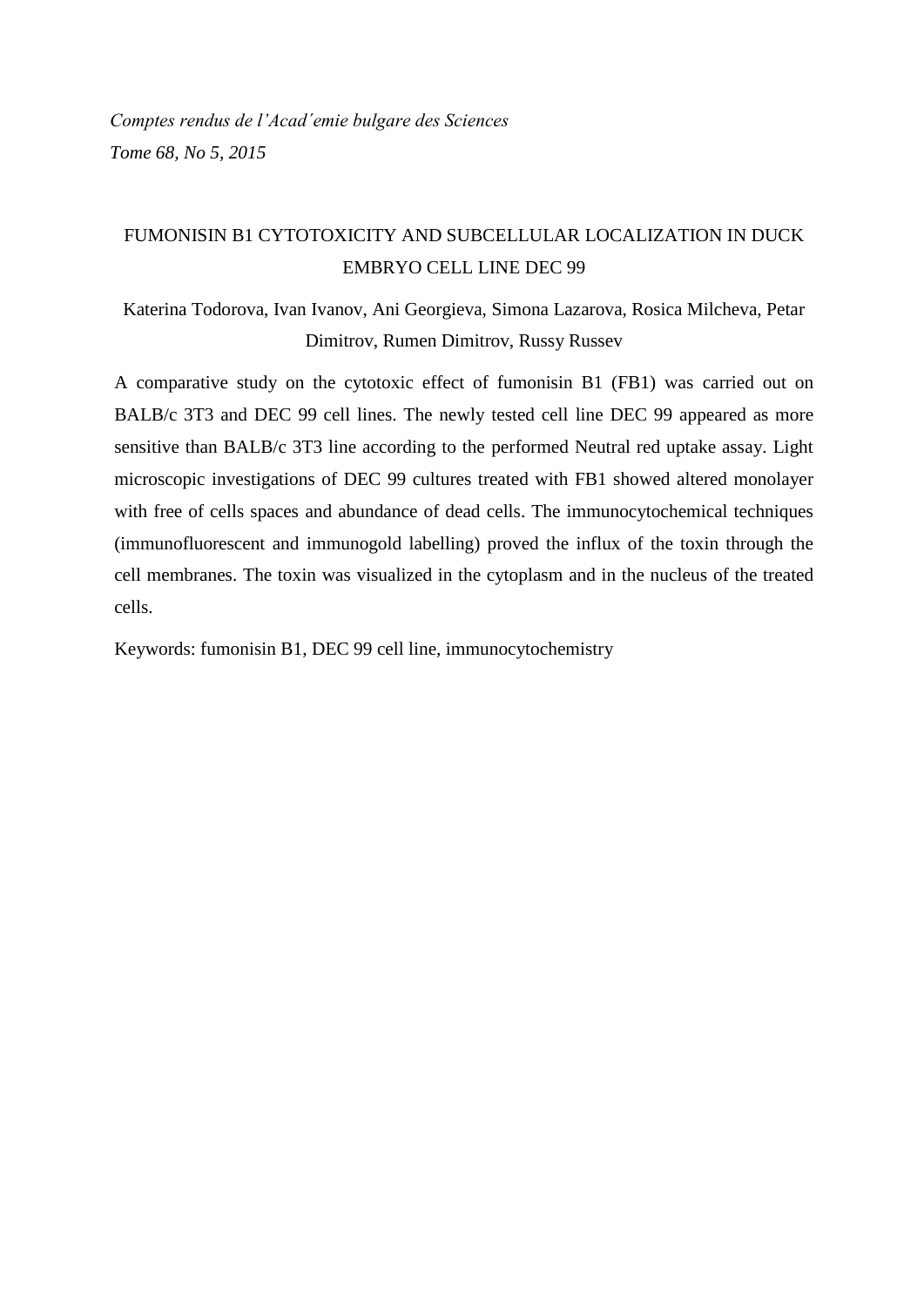*Comptes rendus de l'Acad´emie bulgare des Sciences*

*Tome 68, No 5, 2015*

# FUMONISIN B1 CYTOTOXICITY AND SUBCELLULAR LOCALIZATION IN DUCK EMBRYO CELL LINE DEC 99

Katerina Todorova, Ivan Ivanov, Ani Georgieva, Simona Lazarova, Rosica Milcheva, Petar Dimitrov, Rumen Dimitrov, Russy Russev

A comparative study on the cytotoxic effect of fumonisin B1 (FB1) was carried out on BALB/c 3T3 and DEC 99 cell lines. The newly tested cell line DEC 99 appeared as more sensitive than BALB/c 3T3 line according to the performed Neutral red uptake assay. Light microscopic investigations of DEC 99 cultures treated with FB1 showed altered monolayer with free of cells spaces and abundance of dead cells. The immunocytochemical techniques (immunofluorescent and immunogold labelling) proved the influx of the toxin through the cell membranes. The toxin was visualized in the cytoplasm and in the nucleus of the treated cells.

Keywords: fumonisin B1, DEC 99 cell line, immunocytochemistry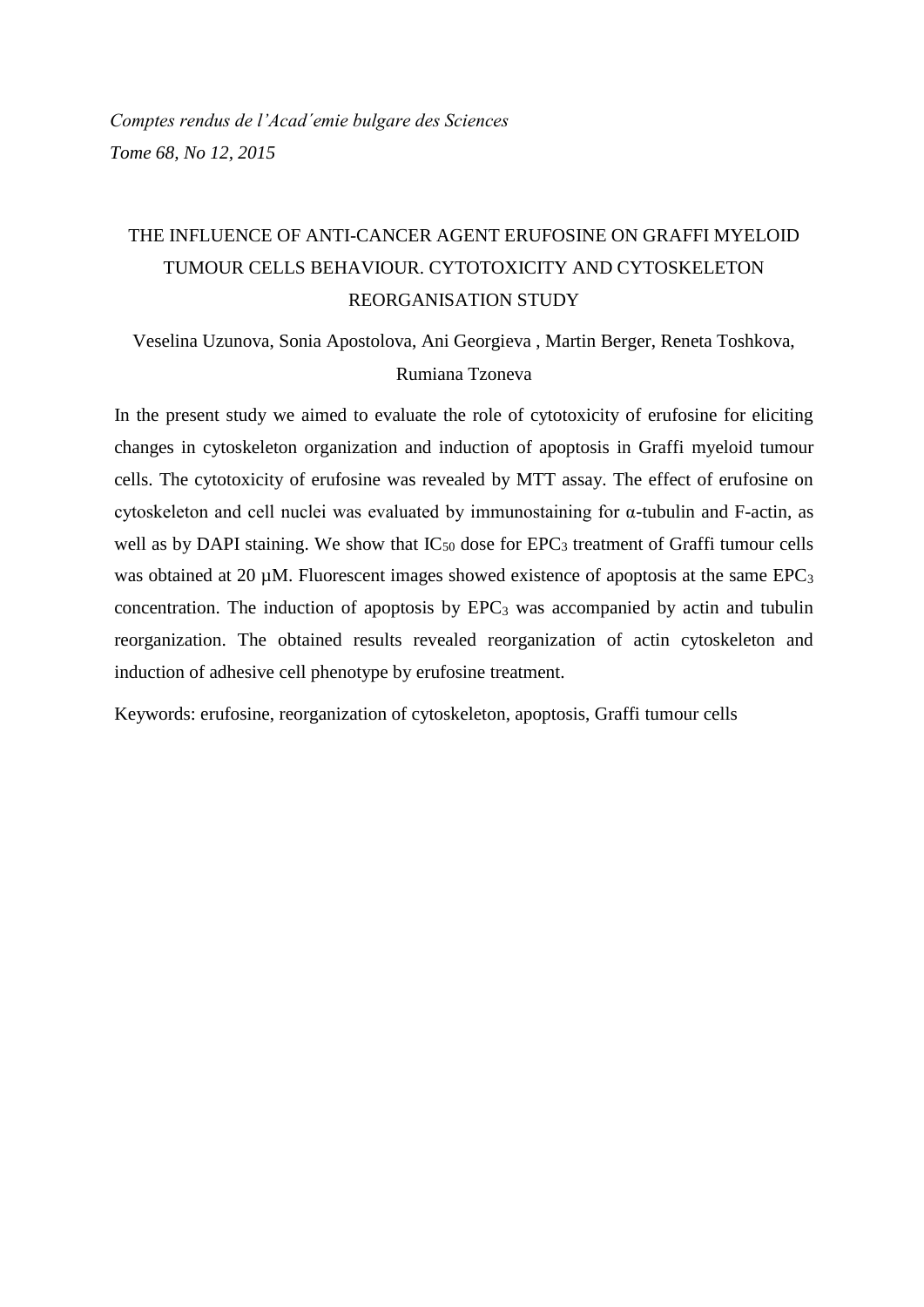*Comptes rendus de l'Acad´emie bulgare des Sciences*

*Tome 68, No 12, 2015*

# THE INFLUENCE OF ANTI-CANCER AGENT ERUFOSINE ON GRAFFI MYELOID TUMOUR CELLS BEHAVIOUR. CYTOTOXICITY AND CYTOSKELETON REORGANISATION STUDY

Veselina Uzunova, Sonia Apostolova, Ani Georgieva , Martin Berger, Reneta Toshkova, Rumiana Tzoneva

In the present study we aimed to evaluate the role of cytotoxicity of erufosine for eliciting changes in cytoskeleton organization and induction of apoptosis in Graffi myeloid tumour cells. The cytotoxicity of erufosine was revealed by MTT assay. The effect of erufosine on cytoskeleton and cell nuclei was evaluated by immunostaining for α-tubulin and F-actin, as well as by DAPI staining. We show that $IC_{50}$ dose for $EPC_3$ treatment of Graffi tumour cells was obtained at 20 µM. Fluorescent images showed existence of apoptosis at the same $EPC_3$ concentration. The induction of apoptosis by $EPC_3$ was accompanied by actin and tubulin reorganization. The obtained results revealed reorganization of actin cytoskeleton and induction of adhesive cell phenotype by erufosine treatment.

Keywords: erufosine, reorganization of cytoskeleton, apoptosis, Graffi tumour cells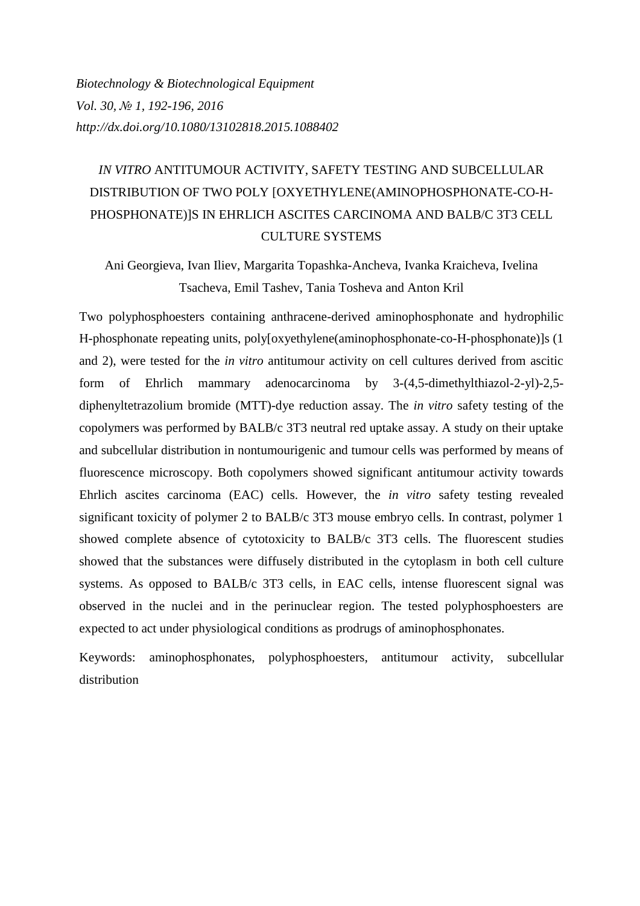*Biotechnology & Biotechnological Equipment*
*Vol. 30, № 1, 192-196, 2016*
*http://dx.doi.org/10.1080/13102818.2015.1088402*

# *IN VITRO* ANTITUMOUR ACTIVITY, SAFETY TESTING AND SUBCELLULAR DISTRIBUTION OF TWO POLY [OXYETHYLENE(AMINOPHOSPHONATE-CO-H-PHOSPHONATE)]S IN EHRLICH ASCITES CARCINOMA AND BALB/C 3T3 CELL CULTURE SYSTEMS

Ani Georgieva, Ivan Iliev, Margarita Topashka-Ancheva, Ivanka Kraicheva, Ivelina Tsacheva, Emil Tashev, Tania Tosheva and Anton Kril

Two polyphosphoesters containing anthracene-derived aminophosphonate and hydrophilic H-phosphonate repeating units, poly[oxyethylene(aminophosphonate-co-H-phosphonate)]s (1 and 2), were tested for the *in vitro* antitumour activity on cell cultures derived from ascitic form of Ehrlich mammary adenocarcinoma by 3-(4,5-dimethylthiazol-2-yl)-2,5-diphenyltetrazolium bromide (MTT)-dye reduction assay. The *in vitro* safety testing of the copolymers was performed by BALB/c 3T3 neutral red uptake assay. A study on their uptake and subcellular distribution in nontumourigenic and tumour cells was performed by means of fluorescence microscopy. Both copolymers showed significant antitumour activity towards Ehrlich ascites carcinoma (EAC) cells. However, the *in vitro* safety testing revealed significant toxicity of polymer 2 to BALB/c 3T3 mouse embryo cells. In contrast, polymer 1 showed complete absence of cytotoxicity to BALB/c 3T3 cells. The fluorescent studies showed that the substances were diffusely distributed in the cytoplasm in both cell culture systems. As opposed to BALB/c 3T3 cells, in EAC cells, intense fluorescent signal was observed in the nuclei and in the perinuclear region. The tested polyphosphoesters are expected to act under physiological conditions as prodrugs of aminophosphonates.

Keywords: aminophosphonates, polyphosphoesters, antitumour activity, subcellular distribution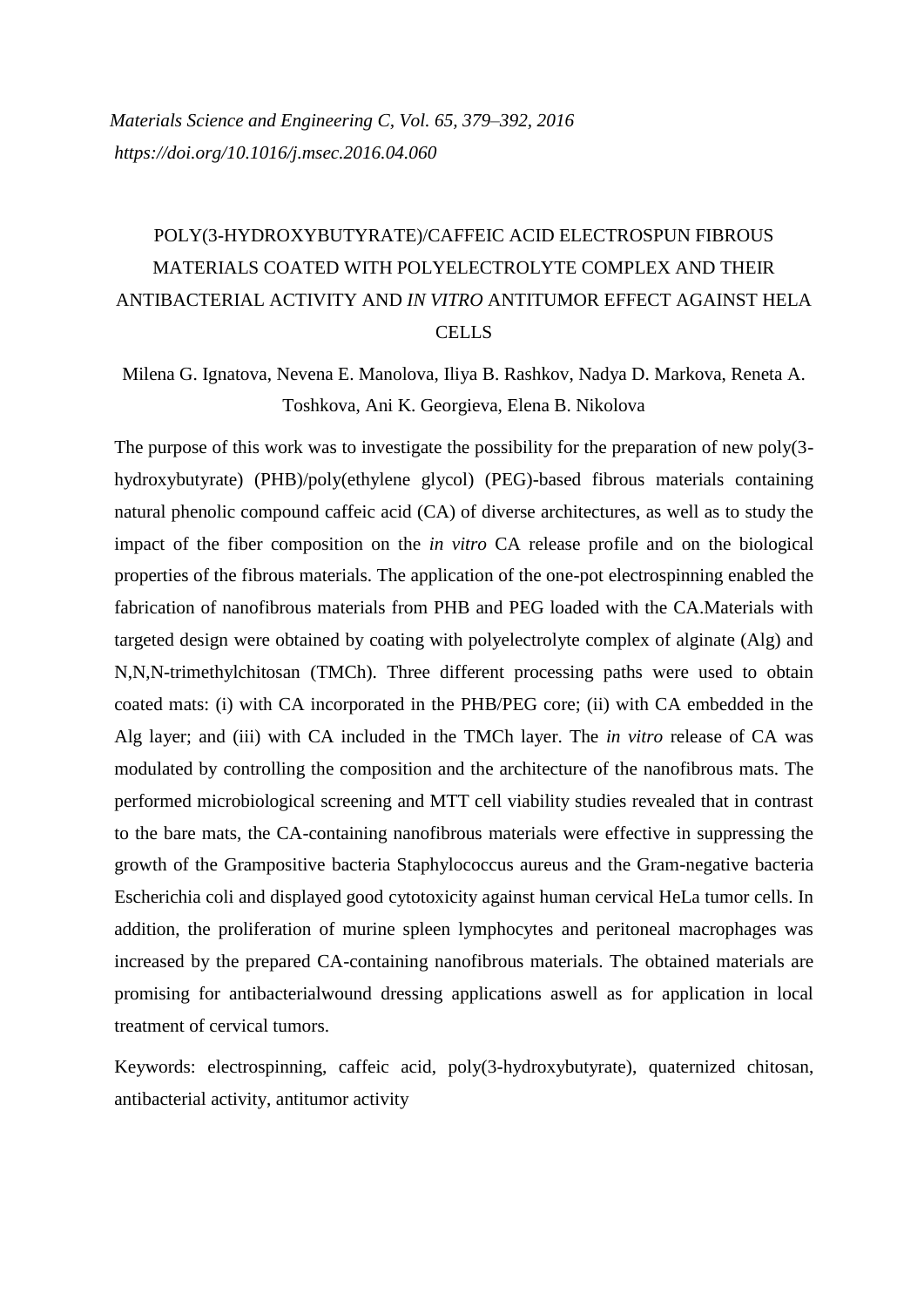*Materials Science and Engineering C, Vol. 65, 379–392, 2016*

*https://doi.org/10.1016/j.msec.2016.04.060*

# POLY(3-HYDROXYBUTYRATE)/CAFFEIC ACID ELECTROSPUN FIBROUS MATERIALS COATED WITH POLYELECTROLYTE COMPLEX AND THEIR ANTIBACTERIAL ACTIVITY AND *IN VITRO* ANTITUMOR EFFECT AGAINST HELA CELLS

Milena G. Ignatova, Nevena E. Manolova, Iliya B. Rashkov, Nadya D. Markova, Reneta A. Toshkova, Ani K. Georgieva, Elena B. Nikolova

The purpose of this work was to investigate the possibility for the preparation of new poly(3-hydroxybutyrate) (PHB)/poly(ethylene glycol) (PEG)-based fibrous materials containing natural phenolic compound caffeic acid (CA) of diverse architectures, as well as to study the impact of the fiber composition on the *in vitro* CA release profile and on the biological properties of the fibrous materials. The application of the one-pot electrospinning enabled the fabrication of nanofibrous materials from PHB and PEG loaded with the CA.Materials with targeted design were obtained by coating with polyelectrolyte complex of alginate (Alg) and N,N,N-trimethylchitosan (TMCh). Three different processing paths were used to obtain coated mats: (i) with CA incorporated in the PHB/PEG core; (ii) with CA embedded in the Alg layer; and (iii) with CA included in the TMCh layer. The *in vitro* release of CA was modulated by controlling the composition and the architecture of the nanofibrous mats. The performed microbiological screening and MTT cell viability studies revealed that in contrast to the bare mats, the CA-containing nanofibrous materials were effective in suppressing the growth of the Grampositive bacteria Staphylococcus aureus and the Gram-negative bacteria Escherichia coli and displayed good cytotoxicity against human cervical HeLa tumor cells. In addition, the proliferation of murine spleen lymphocytes and peritoneal macrophages was increased by the prepared CA-containing nanofibrous materials. The obtained materials are promising for antibacterialwound dressing applications aswell as for application in local treatment of cervical tumors.

Keywords: electrospinning, caffeic acid, poly(3-hydroxybutyrate), quaternized chitosan, antibacterial activity, antitumor activity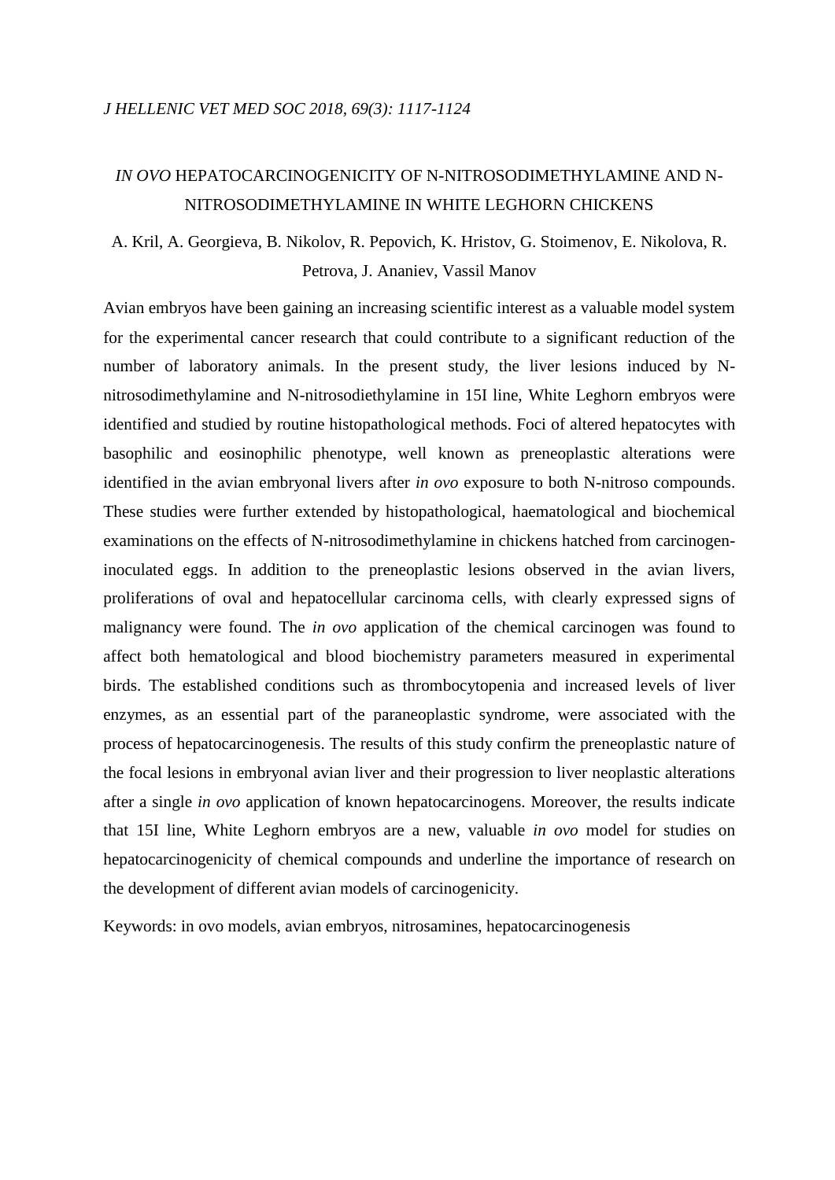*J HELLENIC VET MED SOC 2018, 69(3): 1117-1124*

## *IN OVO* HEPATOCARCINOGENICITY OF N-NITROSODIMETHYLAMINE AND N-NITROSODIMETHYLAMINE IN WHITE LEGHORN CHICKENS

A. Kril, A. Georgieva, B. Nikolov, R. Pepovich, K. Hristov, G. Stoimenov, E. Nikolova, R. Petrova, J. Ananiev, Vassil Manov

Avian embryos have been gaining an increasing scientific interest as a valuable model system for the experimental cancer research that could contribute to a significant reduction of the number of laboratory animals. In the present study, the liver lesions induced by N-nitrosodimethylamine and N-nitrosodiethylamine in 15I line, White Leghorn embryos were identified and studied by routine histopathological methods. Foci of altered hepatocytes with basophilic and eosinophilic phenotype, well known as preneoplastic alterations were identified in the avian embryonal livers after *in ovo* exposure to both N-nitroso compounds. These studies were further extended by histopathological, haematological and biochemical examinations on the effects of N-nitrosodimethylamine in chickens hatched from carcinogen-inoculated eggs. In addition to the preneoplastic lesions observed in the avian livers, proliferations of oval and hepatocellular carcinoma cells, with clearly expressed signs of malignancy were found. The *in ovo* application of the chemical carcinogen was found to affect both hematological and blood biochemistry parameters measured in experimental birds. The established conditions such as thrombocytopenia and increased levels of liver enzymes, as an essential part of the paraneoplastic syndrome, were associated with the process of hepatocarcinogenesis. The results of this study confirm the preneoplastic nature of the focal lesions in embryonal avian liver and their progression to liver neoplastic alterations after a single *in ovo* application of known hepatocarcinogens. Moreover, the results indicate that 15I line, White Leghorn embryos are a new, valuable *in ovo* model for studies on hepatocarcinogenicity of chemical compounds and underline the importance of research on the development of different avian models of carcinogenicity.

Keywords: in ovo models, avian embryos, nitrosamines, hepatocarcinogenesis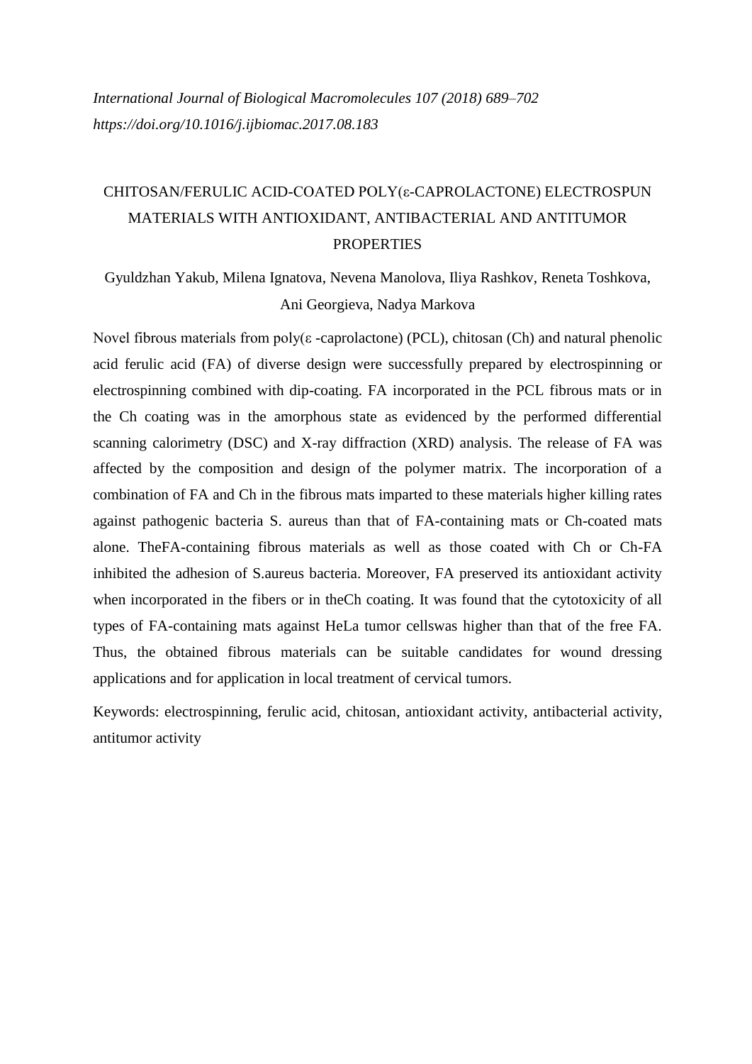*International Journal of Biological Macromolecules 107 (2018) 689–702*
*https://doi.org/10.1016/j.ijbiomac.2017.08.183*

# CHITOSAN/FERULIC ACID-COATED POLY(ε-CAPROLACTONE) ELECTROSPUN MATERIALS WITH ANTIOXIDANT, ANTIBACTERIAL AND ANTITUMOR PROPERTIES

Gyuldzhan Yakub, Milena Ignatova, Nevena Manolova, Iliya Rashkov, Reneta Toshkova, Ani Georgieva, Nadya Markova

Novel fibrous materials from poly(ε -caprolactone) (PCL), chitosan (Ch) and natural phenolic acid ferulic acid (FA) of diverse design were successfully prepared by electrospinning or electrospinning combined with dip-coating. FA incorporated in the PCL fibrous mats or in the Ch coating was in the amorphous state as evidenced by the performed differential scanning calorimetry (DSC) and X-ray diffraction (XRD) analysis. The release of FA was affected by the composition and design of the polymer matrix. The incorporation of a combination of FA and Ch in the fibrous mats imparted to these materials higher killing rates against pathogenic bacteria S. aureus than that of FA-containing mats or Ch-coated mats alone. TheFA-containing fibrous materials as well as those coated with Ch or Ch-FA inhibited the adhesion of S.aureus bacteria. Moreover, FA preserved its antioxidant activity when incorporated in the fibers or in theCh coating. It was found that the cytotoxicity of all types of FA-containing mats against HeLa tumor cellswas higher than that of the free FA. Thus, the obtained fibrous materials can be suitable candidates for wound dressing applications and for application in local treatment of cervical tumors.

Keywords: electrospinning, ferulic acid, chitosan, antioxidant activity, antibacterial activity, antitumor activity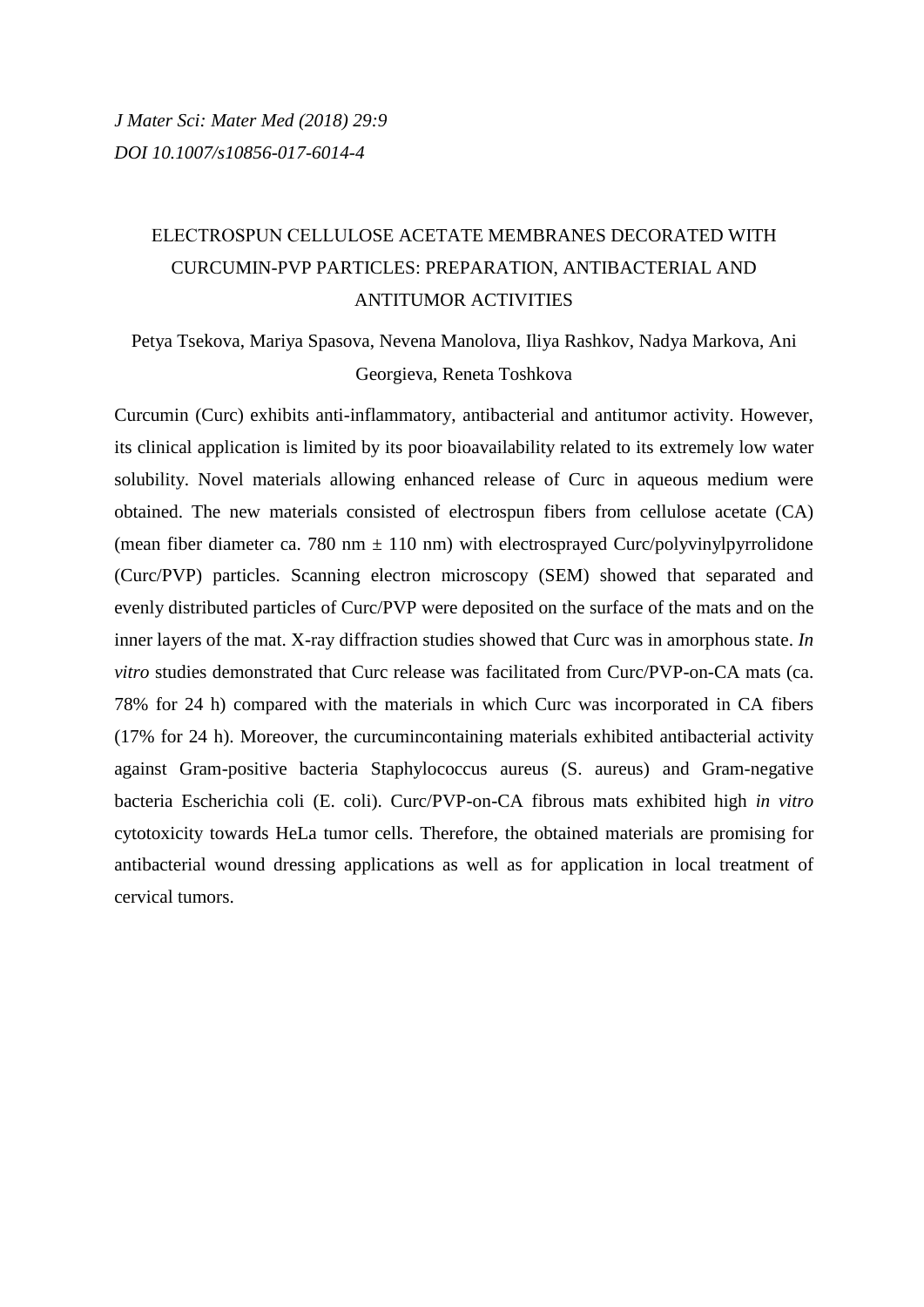*J Mater Sci: Mater Med (2018) 29:9*

*DOI 10.1007/s10856-017-6014-4*

# ELECTROSPUN CELLULOSE ACETATE MEMBRANES DECORATED WITH CURCUMIN-PVP PARTICLES: PREPARATION, ANTIBACTERIAL AND ANTITUMOR ACTIVITIES

Petya Tsekova, Mariya Spasova, Nevena Manolova, Iliya Rashkov, Nadya Markova, Ani Georgieva, Reneta Toshkova

Curcumin (Curc) exhibits anti-inflammatory, antibacterial and antitumor activity. However, its clinical application is limited by its poor bioavailability related to its extremely low water solubility. Novel materials allowing enhanced release of Curc in aqueous medium were obtained. The new materials consisted of electrospun fibers from cellulose acetate (CA) (mean fiber diameter ca. 780 nm ± 110 nm) with electrosprayed Curc/polyvinylpyrrolidone (Curc/PVP) particles. Scanning electron microscopy (SEM) showed that separated and evenly distributed particles of Curc/PVP were deposited on the surface of the mats and on the inner layers of the mat. X-ray diffraction studies showed that Curc was in amorphous state. *In vitro* studies demonstrated that Curc release was facilitated from Curc/PVP-on-CA mats (ca. 78% for 24 h) compared with the materials in which Curc was incorporated in CA fibers (17% for 24 h). Moreover, the curcumincontaining materials exhibited antibacterial activity against Gram-positive bacteria Staphylococcus aureus (S. aureus) and Gram-negative bacteria Escherichia coli (E. coli). Curc/PVP-on-CA fibrous mats exhibited high *in vitro* cytotoxicity towards HeLa tumor cells. Therefore, the obtained materials are promising for antibacterial wound dressing applications as well as for application in local treatment of cervical tumors.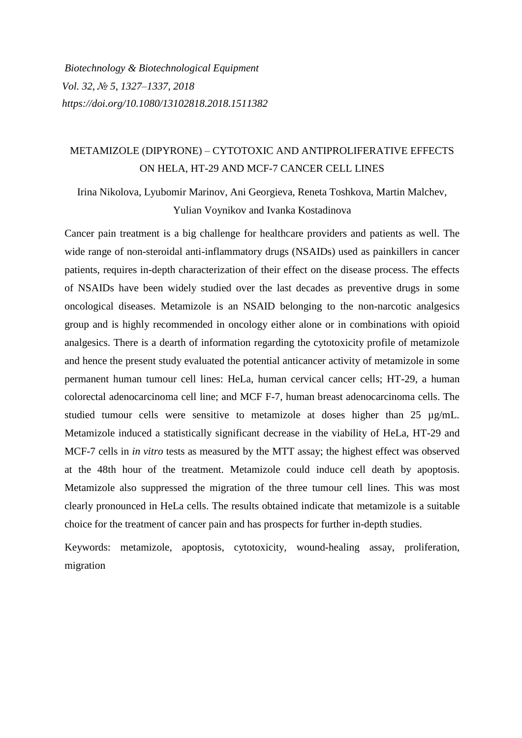*Biotechnology & Biotechnological Equipment*
*Vol. 32, № 5, 1327–1337, 2018*
*https://doi.org/10.1080/13102818.2018.1511382*

# METAMIZOLE (DIPYRONE) – CYTOTOXIC AND ANTIPROLIFERATIVE EFFECTS ON HELA, HT-29 AND MCF-7 CANCER CELL LINES

Irina Nikolova, Lyubomir Marinov, Ani Georgieva, Reneta Toshkova, Martin Malchev, Yulian Voynikov and Ivanka Kostadinova

Cancer pain treatment is a big challenge for healthcare providers and patients as well. The wide range of non-steroidal anti-inflammatory drugs (NSAIDs) used as painkillers in cancer patients, requires in-depth characterization of their effect on the disease process. The effects of NSAIDs have been widely studied over the last decades as preventive drugs in some oncological diseases. Metamizole is an NSAID belonging to the non-narcotic analgesics group and is highly recommended in oncology either alone or in combinations with opioid analgesics. There is a dearth of information regarding the cytotoxicity profile of metamizole and hence the present study evaluated the potential anticancer activity of metamizole in some permanent human tumour cell lines: HeLa, human cervical cancer cells; HT-29, a human colorectal adenocarcinoma cell line; and MCF F-7, human breast adenocarcinoma cells. The studied tumour cells were sensitive to metamizole at doses higher than 25 µg/mL. Metamizole induced a statistically significant decrease in the viability of HeLa, HT-29 and MCF-7 cells in *in vitro* tests as measured by the MTT assay; the highest effect was observed at the 48th hour of the treatment. Metamizole could induce cell death by apoptosis. Metamizole also suppressed the migration of the three tumour cell lines. This was most clearly pronounced in HeLa cells. The results obtained indicate that metamizole is a suitable choice for the treatment of cancer pain and has prospects for further in-depth studies.

Keywords: metamizole, apoptosis, cytotoxicity, wound-healing assay, proliferation, migration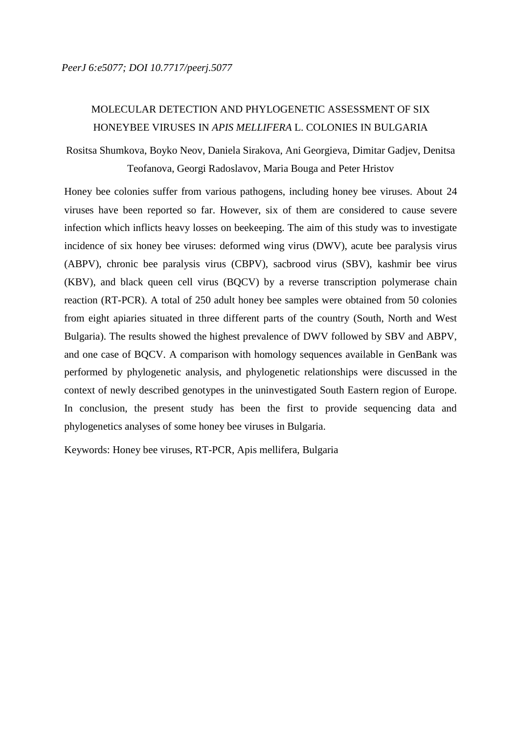*PeerJ 6:e5077; DOI 10.7717/peerj.5077*

# MOLECULAR DETECTION AND PHYLOGENETIC ASSESSMENT OF SIX HONEYBEE VIRUSES IN *APIS MELLIFERA* L. COLONIES IN BULGARIA

Rositsa Shumkova, Boyko Neov, Daniela Sirakova, Ani Georgieva, Dimitar Gadjev, Denitsa Teofanova, Georgi Radoslavov, Maria Bouga and Peter Hristov

Honey bee colonies suffer from various pathogens, including honey bee viruses. About 24 viruses have been reported so far. However, six of them are considered to cause severe infection which inflicts heavy losses on beekeeping. The aim of this study was to investigate incidence of six honey bee viruses: deformed wing virus (DWV), acute bee paralysis virus (ABPV), chronic bee paralysis virus (CBPV), sacbrood virus (SBV), kashmir bee virus (KBV), and black queen cell virus (BQCV) by a reverse transcription polymerase chain reaction (RT-PCR). A total of 250 adult honey bee samples were obtained from 50 colonies from eight apiaries situated in three different parts of the country (South, North and West Bulgaria). The results showed the highest prevalence of DWV followed by SBV and ABPV, and one case of BQCV. A comparison with homology sequences available in GenBank was performed by phylogenetic analysis, and phylogenetic relationships were discussed in the context of newly described genotypes in the uninvestigated South Eastern region of Europe. In conclusion, the present study has been the first to provide sequencing data and phylogenetics analyses of some honey bee viruses in Bulgaria.

Keywords: Honey bee viruses, RT-PCR, Apis mellifera, Bulgaria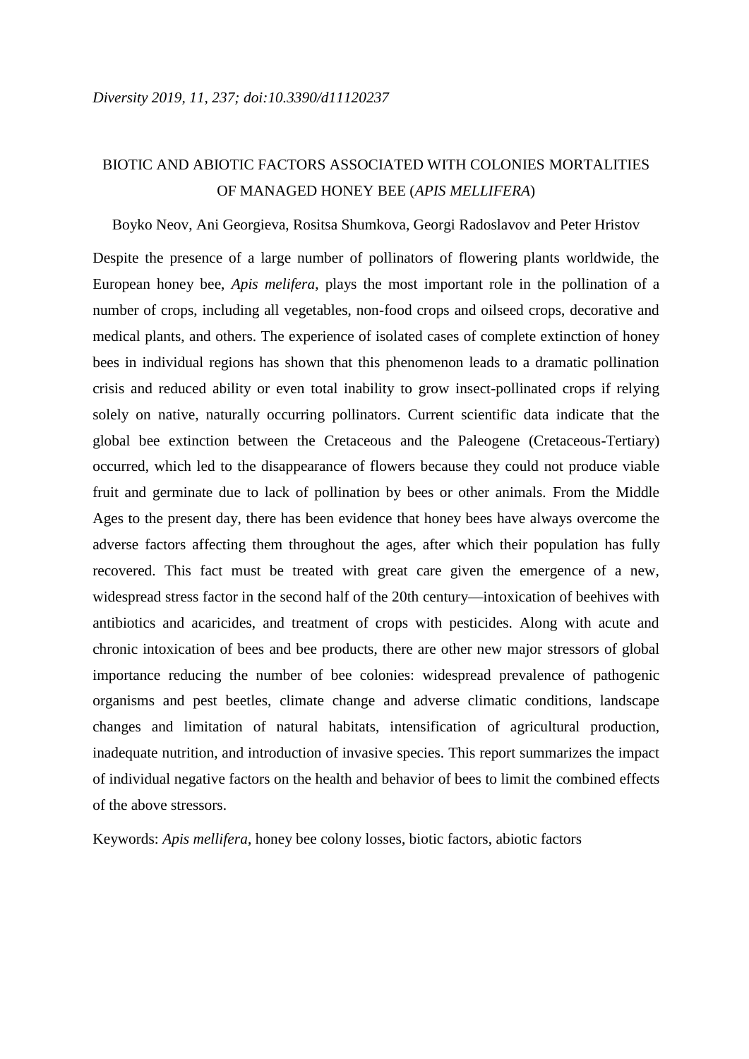*Diversity 2019, 11, 237; doi:10.3390/d11120237*

# BIOTIC AND ABIOTIC FACTORS ASSOCIATED WITH COLONIES MORTALITIES OF MANAGED HONEY BEE (*APIS MELLIFERA*)

Boyko Neov, Ani Georgieva, Rositsa Shumkova, Georgi Radoslavov and Peter Hristov

Despite the presence of a large number of pollinators of flowering plants worldwide, the European honey bee, *Apis melifera*, plays the most important role in the pollination of a number of crops, including all vegetables, non-food crops and oilseed crops, decorative and medical plants, and others. The experience of isolated cases of complete extinction of honey bees in individual regions has shown that this phenomenon leads to a dramatic pollination crisis and reduced ability or even total inability to grow insect-pollinated crops if relying solely on native, naturally occurring pollinators. Current scientific data indicate that the global bee extinction between the Cretaceous and the Paleogene (Cretaceous-Tertiary) occurred, which led to the disappearance of flowers because they could not produce viable fruit and germinate due to lack of pollination by bees or other animals. From the Middle Ages to the present day, there has been evidence that honey bees have always overcome the adverse factors affecting them throughout the ages, after which their population has fully recovered. This fact must be treated with great care given the emergence of a new, widespread stress factor in the second half of the 20th century—intoxication of beehives with antibiotics and acaricides, and treatment of crops with pesticides. Along with acute and chronic intoxication of bees and bee products, there are other new major stressors of global importance reducing the number of bee colonies: widespread prevalence of pathogenic organisms and pest beetles, climate change and adverse climatic conditions, landscape changes and limitation of natural habitats, intensification of agricultural production, inadequate nutrition, and introduction of invasive species. This report summarizes the impact of individual negative factors on the health and behavior of bees to limit the combined effects of the above stressors.

Keywords: *Apis mellifera*, honey bee colony losses, biotic factors, abiotic factors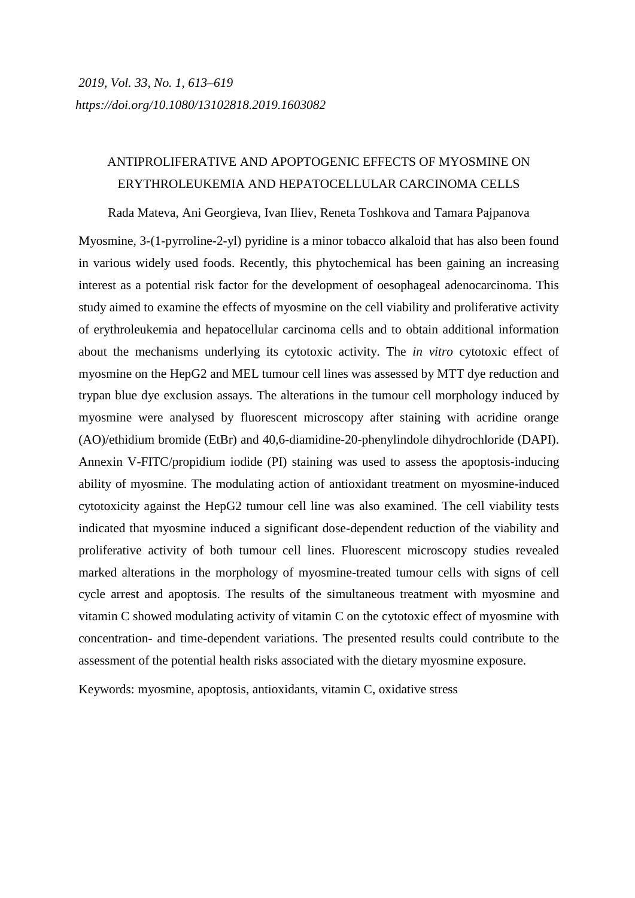*2019, Vol. 33, No. 1, 613–619*

*https://doi.org/10.1080/13102818.2019.1603082*

## ANTIPROLIFERATIVE AND APOPTOGENIC EFFECTS OF MYOSMINE ON ERYTHROLEUKEMIA AND HEPATOCELLULAR CARCINOMA CELLS

Rada Mateva, Ani Georgieva, Ivan Iliev, Reneta Toshkova and Tamara Pajpanova

Myosmine, 3-(1-pyrroline-2-yl) pyridine is a minor tobacco alkaloid that has also been found in various widely used foods. Recently, this phytochemical has been gaining an increasing interest as a potential risk factor for the development of oesophageal adenocarcinoma. This study aimed to examine the effects of myosmine on the cell viability and proliferative activity of erythroleukemia and hepatocellular carcinoma cells and to obtain additional information about the mechanisms underlying its cytotoxic activity. The *in vitro* cytotoxic effect of myosmine on the HepG2 and MEL tumour cell lines was assessed by MTT dye reduction and trypan blue dye exclusion assays. The alterations in the tumour cell morphology induced by myosmine were analysed by fluorescent microscopy after staining with acridine orange (AO)/ethidium bromide (EtBr) and 40,6-diamidine-20-phenylindole dihydrochloride (DAPI). Annexin V-FITC/propidium iodide (PI) staining was used to assess the apoptosis-inducing ability of myosmine. The modulating action of antioxidant treatment on myosmine-induced cytotoxicity against the HepG2 tumour cell line was also examined. The cell viability tests indicated that myosmine induced a significant dose-dependent reduction of the viability and proliferative activity of both tumour cell lines. Fluorescent microscopy studies revealed marked alterations in the morphology of myosmine-treated tumour cells with signs of cell cycle arrest and apoptosis. The results of the simultaneous treatment with myosmine and vitamin C showed modulating activity of vitamin C on the cytotoxic effect of myosmine with concentration- and time-dependent variations. The presented results could contribute to the assessment of the potential health risks associated with the dietary myosmine exposure.

Keywords: myosmine, apoptosis, antioxidants, vitamin C, oxidative stress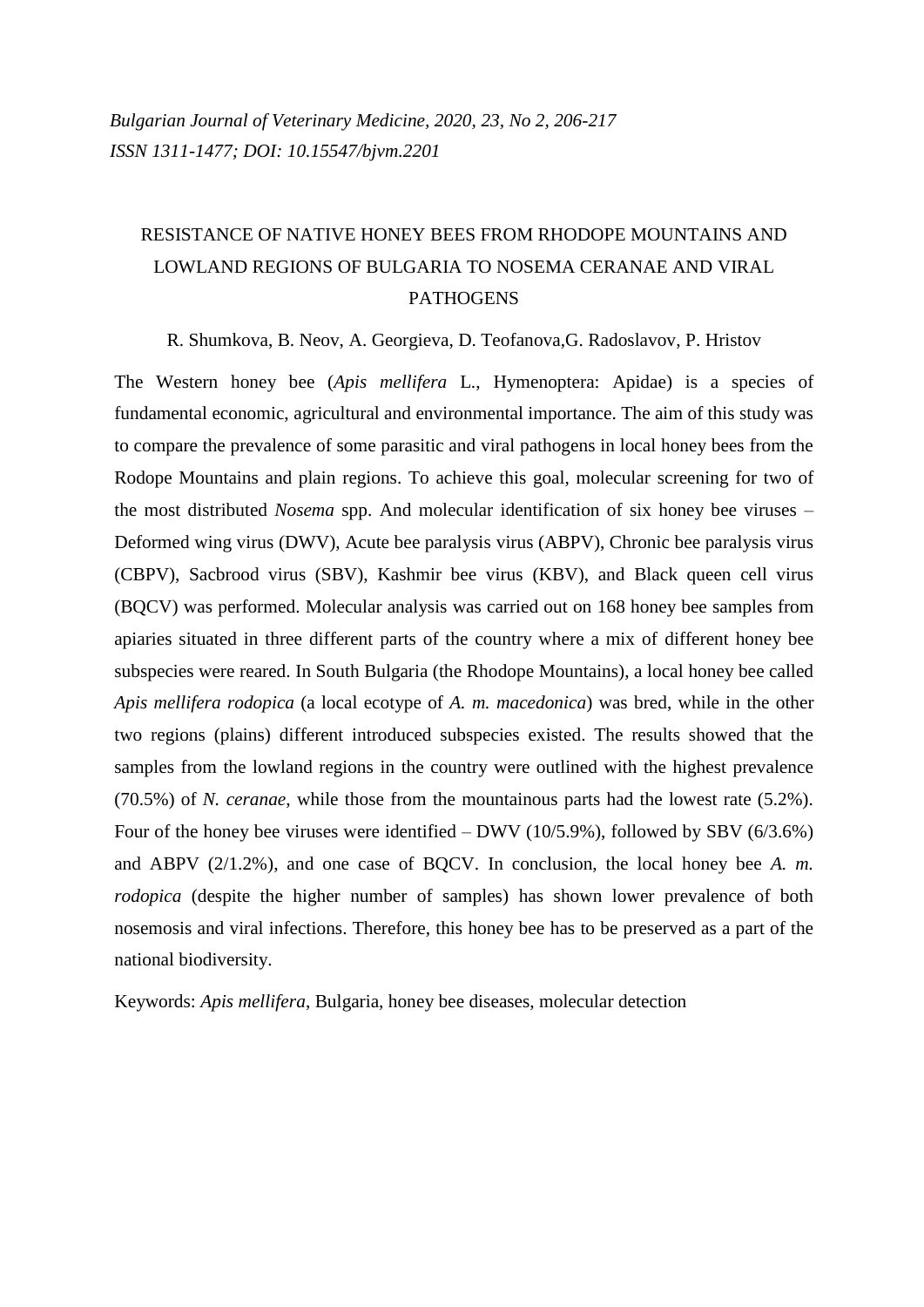*Bulgarian Journal of Veterinary Medicine, 2020, 23, No 2, 206-217*
*ISSN 1311-1477; DOI: 10.15547/bjvm.2201*

RESISTANCE OF NATIVE HONEY BEES FROM RHODOPE MOUNTAINS AND LOWLAND REGIONS OF BULGARIA TO NOSEMA CERANAE AND VIRAL PATHOGENS

R. Shumkova, B. Neov, A. Georgieva, D. Teofanova,G. Radoslavov, P. Hristov

The Western honey bee (*Apis mellifera* L., Hymenoptera: Apidae) is a species of fundamental economic, agricultural and environmental importance. The aim of this study was to compare the prevalence of some parasitic and viral pathogens in local honey bees from the Rodope Mountains and plain regions. To achieve this goal, molecular screening for two of the most distributed *Nosema* spp. And molecular identification of six honey bee viruses – Deformed wing virus (DWV), Acute bee paralysis virus (ABPV), Chronic bee paralysis virus (CBPV), Sacbrood virus (SBV), Kashmir bee virus (KBV), and Black queen cell virus (BQCV) was performed. Molecular analysis was carried out on 168 honey bee samples from apiaries situated in three different parts of the country where a mix of different honey bee subspecies were reared. In South Bulgaria (the Rhodope Mountains), a local honey bee called *Apis mellifera rodopica* (a local ecotype of *A. m. macedonica*) was bred, while in the other two regions (plains) different introduced subspecies existed. The results showed that the samples from the lowland regions in the country were outlined with the highest prevalence (70.5%) of *N. ceranae*, while those from the mountainous parts had the lowest rate (5.2%). Four of the honey bee viruses were identified – DWV (10/5.9%), followed by SBV (6/3.6%) and ABPV (2/1.2%), and one case of BQCV. In conclusion, the local honey bee *A. m. rodopica* (despite the higher number of samples) has shown lower prevalence of both nosemosis and viral infections. Therefore, this honey bee has to be preserved as a part of the national biodiversity.

Keywords: *Apis mellifera*, Bulgaria, honey bee diseases, molecular detection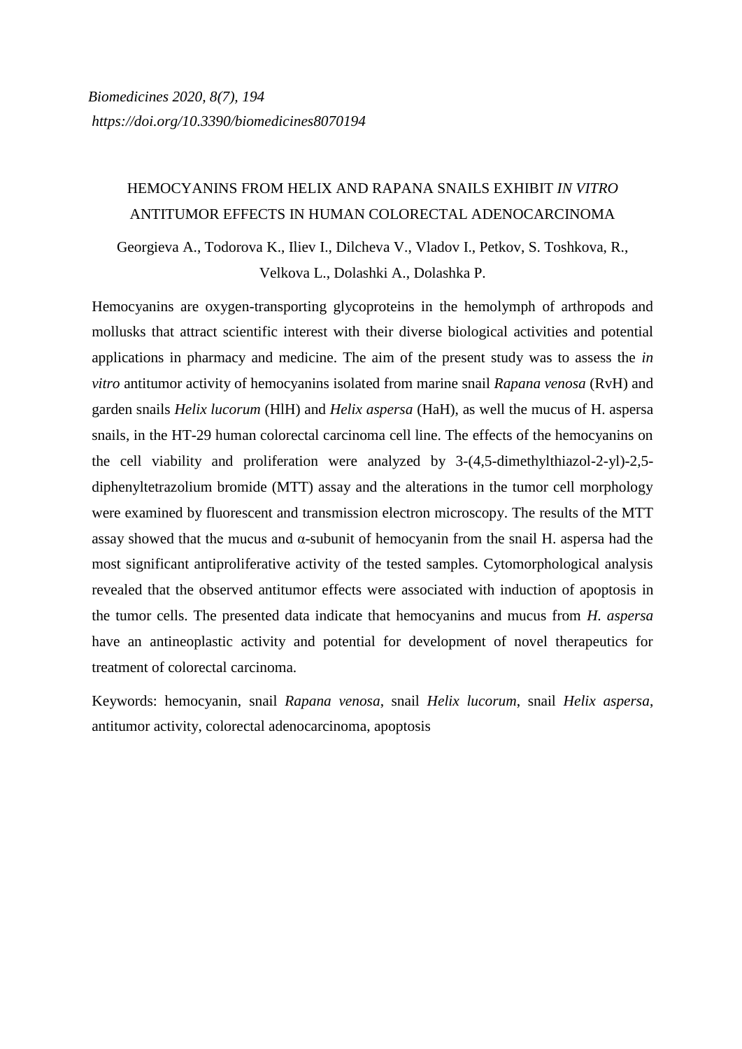*Biomedicines 2020, 8(7), 194*
*https://doi.org/10.3390/biomedicines8070194*

## HEMOCYANINS FROM HELIX AND RAPANA SNAILS EXHIBIT *IN VITRO* ANTITUMOR EFFECTS IN HUMAN COLORECTAL ADENOCARCINOMA

Georgieva A., Todorova K., Iliev I., Dilcheva V., Vladov I., Petkov, S. Toshkova, R., Velkova L., Dolashki A., Dolashka P.

Hemocyanins are oxygen-transporting glycoproteins in the hemolymph of arthropods and mollusks that attract scientific interest with their diverse biological activities and potential applications in pharmacy and medicine. The aim of the present study was to assess the *in vitro* antitumor activity of hemocyanins isolated from marine snail *Rapana venosa* (RvH) and garden snails *Helix lucorum* (HlH) and *Helix aspersa* (HaH), as well the mucus of H. aspersa snails, in the HT-29 human colorectal carcinoma cell line. The effects of the hemocyanins on the cell viability and proliferation were analyzed by 3-(4,5-dimethylthiazol-2-yl)-2,5-diphenyltetrazolium bromide (MTT) assay and the alterations in the tumor cell morphology were examined by fluorescent and transmission electron microscopy. The results of the MTT assay showed that the mucus and α-subunit of hemocyanin from the snail H. aspersa had the most significant antiproliferative activity of the tested samples. Cytomorphological analysis revealed that the observed antitumor effects were associated with induction of apoptosis in the tumor cells. The presented data indicate that hemocyanins and mucus from *H. aspersa* have an antineoplastic activity and potential for development of novel therapeutics for treatment of colorectal carcinoma.

Keywords: hemocyanin, snail *Rapana venosa*, snail *Helix lucorum*, snail *Helix aspersa*, antitumor activity, colorectal adenocarcinoma, apoptosis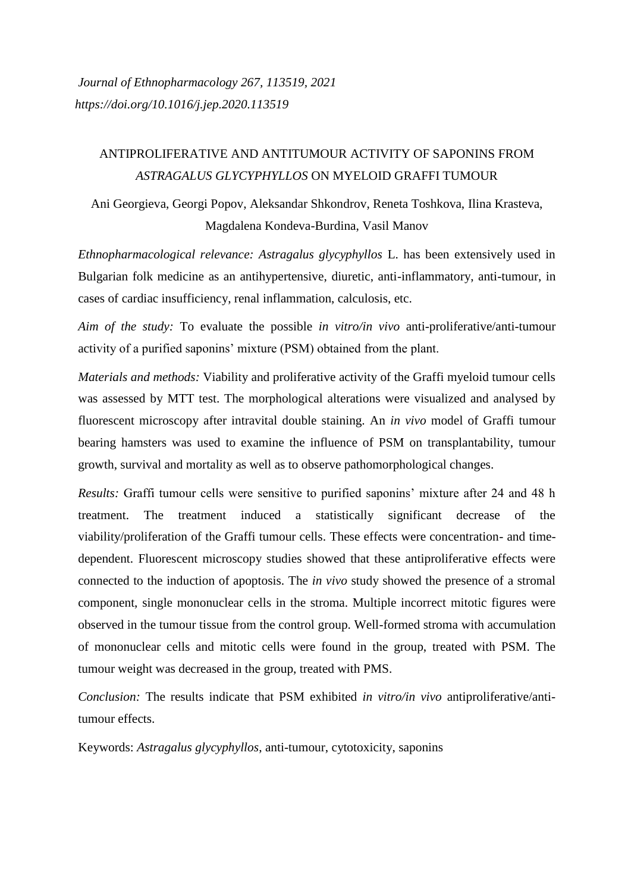*Journal of Ethnopharmacology 267, 113519, 2021*
*https://doi.org/10.1016/j.jep.2020.113519*

# ANTIPROLIFERATIVE AND ANTITUMOUR ACTIVITY OF SAPONINS FROM *ASTRAGALUS GLYCYPHYLLOS* ON MYELOID GRAFFI TUMOUR

Ani Georgieva, Georgi Popov, Aleksandar Shkondrov, Reneta Toshkova, Ilina Krasteva, Magdalena Kondeva-Burdina, Vasil Manov

*Ethnopharmacological relevance: Astragalus glycyphyllos* L. has been extensively used in Bulgarian folk medicine as an antihypertensive, diuretic, anti-inflammatory, anti-tumour, in cases of cardiac insufficiency, renal inflammation, calculosis, etc.

*Aim of the study:* To evaluate the possible *in vitro/in vivo* anti-proliferative/anti-tumour activity of a purified saponins' mixture (PSM) obtained from the plant.

*Materials and methods:* Viability and proliferative activity of the Graffi myeloid tumour cells was assessed by MTT test. The morphological alterations were visualized and analysed by fluorescent microscopy after intravital double staining. An *in vivo* model of Graffi tumour bearing hamsters was used to examine the influence of PSM on transplantability, tumour growth, survival and mortality as well as to observe pathomorphological changes.

*Results:* Graffi tumour cells were sensitive to purified saponins' mixture after 24 and 48 h treatment. The treatment induced a statistically significant decrease of the viability/proliferation of the Graffi tumour cells. These effects were concentration- and time-dependent. Fluorescent microscopy studies showed that these antiproliferative effects were connected to the induction of apoptosis. The *in vivo* study showed the presence of a stromal component, single mononuclear cells in the stroma. Multiple incorrect mitotic figures were observed in the tumour tissue from the control group. Well-formed stroma with accumulation of mononuclear cells and mitotic cells were found in the group, treated with PSM. The tumour weight was decreased in the group, treated with PMS.

*Conclusion:* The results indicate that PSM exhibited *in vitro/in vivo* antiproliferative/anti-tumour effects.

Keywords: *Astragalus glycyphyllos*, anti-tumour, cytotoxicity, saponins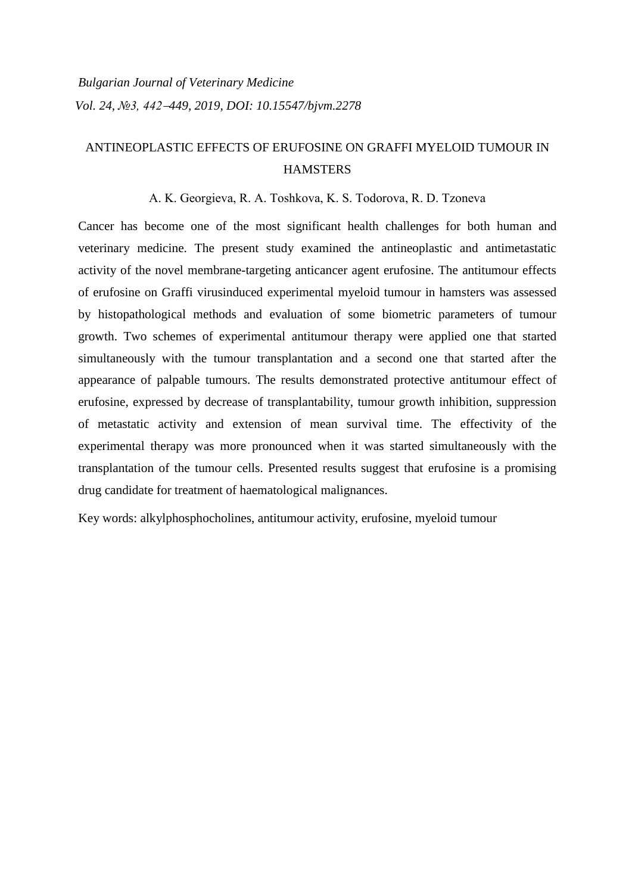*Bulgarian Journal of Veterinary Medicine*

*Vol. 24, №3, 442–449, 2019, DOI: 10.15547/bjvm.2278*

# ANTINEOPLASTIC EFFECTS OF ERUFOSINE ON GRAFFI MYELOID TUMOUR IN HAMSTERS

A. K. Georgieva, R. A. Toshkova, K. S. Todorova, R. D. Tzoneva

Cancer has become one of the most significant health challenges for both human and veterinary medicine. The present study examined the antineoplastic and antimetastatic activity of the novel membrane-targeting anticancer agent erufosine. The antitumour effects of erufosine on Graffi virusinduced experimental myeloid tumour in hamsters was assessed by histopathological methods and evaluation of some biometric parameters of tumour growth. Two schemes of experimental antitumour therapy were applied one that started simultaneously with the tumour transplantation and a second one that started after the appearance of palpable tumours. The results demonstrated protective antitumour effect of erufosine, expressed by decrease of transplantability, tumour growth inhibition, suppression of metastatic activity and extension of mean survival time. The effectivity of the experimental therapy was more pronounced when it was started simultaneously with the transplantation of the tumour cells. Presented results suggest that erufosine is a promising drug candidate for treatment of haematological malignances.

Key words: alkylphosphocholines, antitumour activity, erufosine, myeloid tumour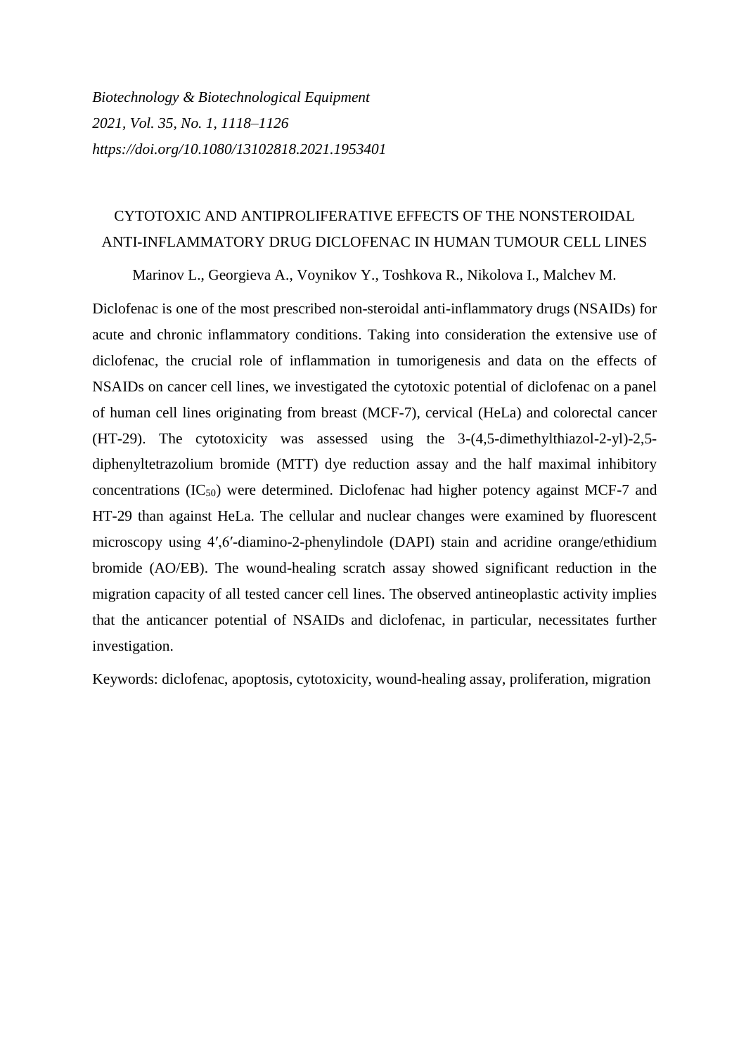*Biotechnology & Biotechnological Equipment*

*2021, Vol. 35, No. 1, 1118–1126*

*https://doi.org/10.1080/13102818.2021.1953401*

# CYTOTOXIC AND ANTIPROLIFERATIVE EFFECTS OF THE NONSTEROIDAL ANTI-INFLAMMATORY DRUG DICLOFENAC IN HUMAN TUMOUR CELL LINES

Marinov L., Georgieva A., Voynikov Y., Toshkova R., Nikolova I., Malchev M.

Diclofenac is one of the most prescribed non-steroidal anti-inflammatory drugs (NSAIDs) for acute and chronic inflammatory conditions. Taking into consideration the extensive use of diclofenac, the crucial role of inflammation in tumorigenesis and data on the effects of NSAIDs on cancer cell lines, we investigated the cytotoxic potential of diclofenac on a panel of human cell lines originating from breast (MCF-7), cervical (HeLa) and colorectal cancer (HT-29). The cytotoxicity was assessed using the 3-(4,5-dimethylthiazol-2-yl)-2,5-diphenyltetrazolium bromide (MTT) dye reduction assay and the half maximal inhibitory concentrations ($IC_{50}$) were determined. Diclofenac had higher potency against MCF-7 and HT-29 than against HeLa. The cellular and nuclear changes were examined by fluorescent microscopy using 4′,6′-diamino-2-phenylindole (DAPI) stain and acridine orange/ethidium bromide (AO/EB). The wound-healing scratch assay showed significant reduction in the migration capacity of all tested cancer cell lines. The observed antineoplastic activity implies that the anticancer potential of NSAIDs and diclofenac, in particular, necessitates further investigation.

Keywords: diclofenac, apoptosis, cytotoxicity, wound-healing assay, proliferation, migration